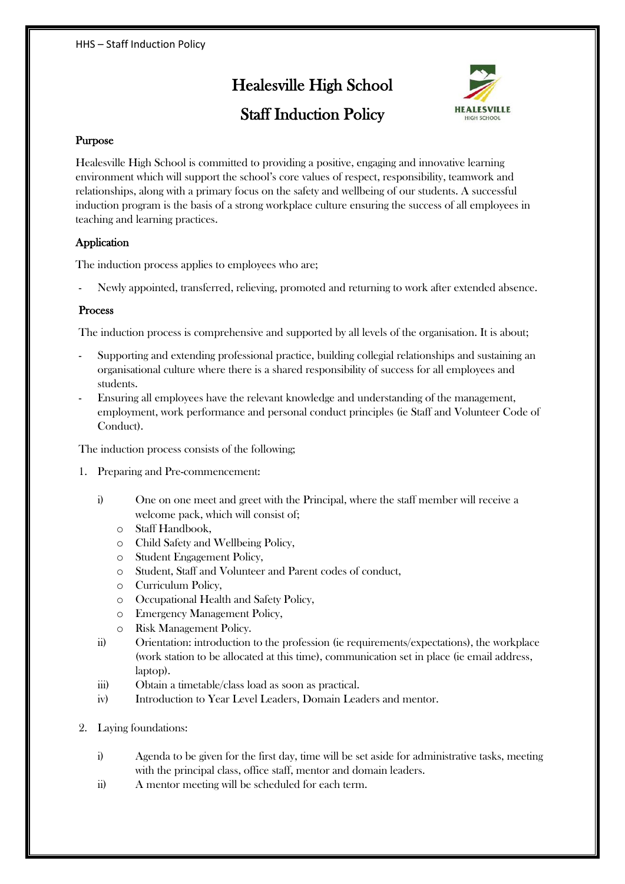# Healesville High School

# Staff Induction Policy

## Purpose

Healesville High School is committed to providing a positive, engaging and innovative learning environment which will support the school's core values of respect, responsibility, teamwork and relationships, along with a primary focus on the safety and wellbeing of our students. A successful induction program is the basis of a strong workplace culture ensuring the success of all employees in teaching and learning practices.

## Application

The induction process applies to employees who are;

- Newly appointed, transferred, relieving, promoted and returning to work after extended absence.

## Process

The induction process is comprehensive and supported by all levels of the organisation. It is about;

- Supporting and extending professional practice, building collegial relationships and sustaining an organisational culture where there is a shared responsibility of success for all employees and students.
- Ensuring all employees have the relevant knowledge and understanding of the management, employment, work performance and personal conduct principles (ie Staff and Volunteer Code of Conduct).

The induction process consists of the following;

1. Preparing and Pre-commencement:

   i) One on one meet and greet with the Principal, where the staff member will receive a welcome pack, which will consist of;
      - Staff Handbook,
      - Child Safety and Wellbeing Policy,
      - Student Engagement Policy,
      - Student, Staff and Volunteer and Parent codes of conduct,
      - Curriculum Policy,
      - Occupational Health and Safety Policy,
      - Emergency Management Policy,
      - Risk Management Policy.

   ii) Orientation: introduction to the profession (ie requirements/expectations), the workplace (work station to be allocated at this time), communication set in place (ie email address, laptop).

   iii) Obtain a timetable/class load as soon as practical.

   iv) Introduction to Year Level Leaders, Domain Leaders and mentor.

2. Laying foundations:

   i) Agenda to be given for the first day, time will be set aside for administrative tasks, meeting with the principal class, office staff, mentor and domain leaders.

   ii) A mentor meeting will be scheduled for each term.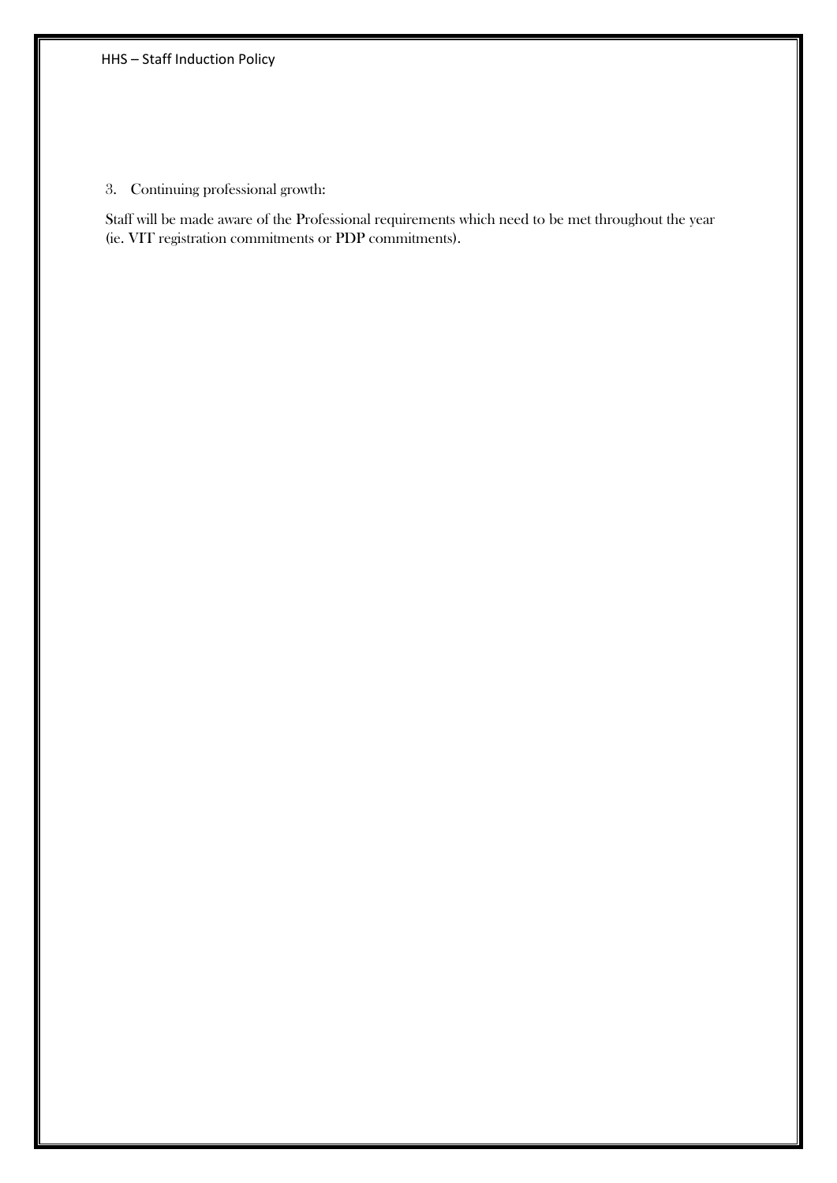3. Continuing professional growth:

Staff will be made aware of the Professional requirements which need to be met throughout the year (ie. VIT registration commitments or PDP commitments).